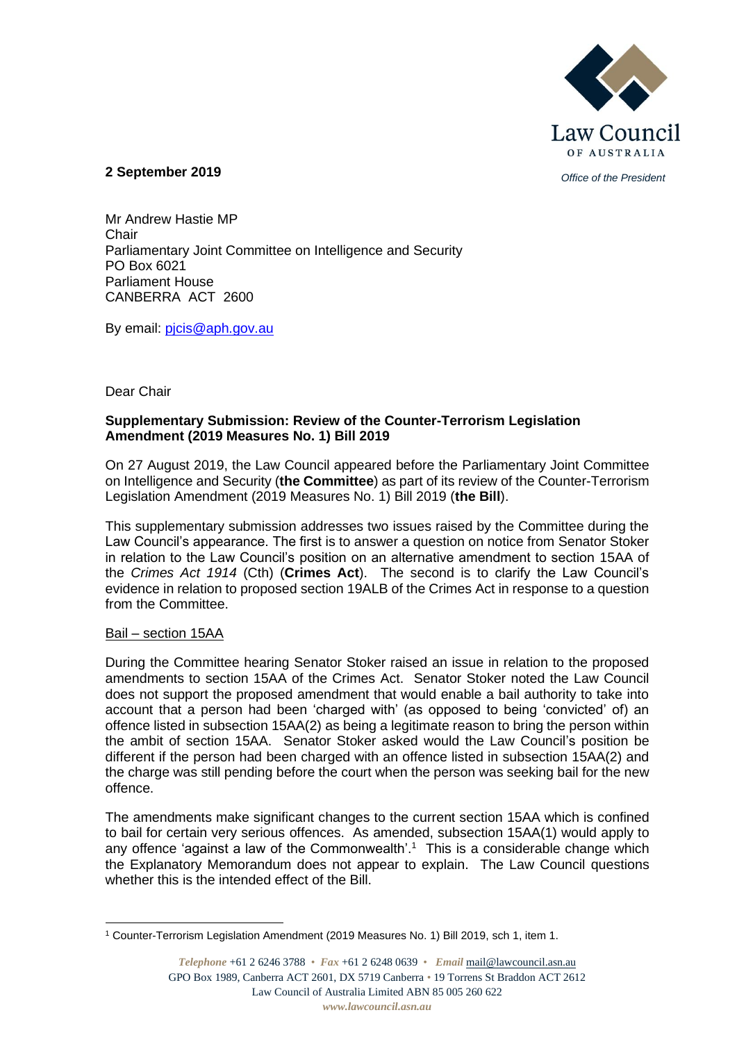**2 September 2019**

*Office of the President*

Mr Andrew Hastie MP
Chair
Parliamentary Joint Committee on Intelligence and Security
PO Box 6021
Parliament House
CANBERRA ACT 2600

By email: pjcis@aph.gov.au

Dear Chair

**Supplementary Submission: Review of the Counter-Terrorism Legislation Amendment (2019 Measures No. 1) Bill 2019**

On 27 August 2019, the Law Council appeared before the Parliamentary Joint Committee on Intelligence and Security (**the Committee**) as part of its review of the Counter-Terrorism Legislation Amendment (2019 Measures No. 1) Bill 2019 (**the Bill**).

This supplementary submission addresses two issues raised by the Committee during the Law Council's appearance. The first is to answer a question on notice from Senator Stoker in relation to the Law Council's position on an alternative amendment to section 15AA of the *Crimes Act 1914* (Cth) (**Crimes Act**). The second is to clarify the Law Council's evidence in relation to proposed section 19ALB of the Crimes Act in response to a question from the Committee.

Bail – section 15AA

During the Committee hearing Senator Stoker raised an issue in relation to the proposed amendments to section 15AA of the Crimes Act. Senator Stoker noted the Law Council does not support the proposed amendment that would enable a bail authority to take into account that a person had been 'charged with' (as opposed to being 'convicted' of) an offence listed in subsection 15AA(2) as being a legitimate reason to bring the person within the ambit of section 15AA. Senator Stoker asked would the Law Council's position be different if the person had been charged with an offence listed in subsection 15AA(2) and the charge was still pending before the court when the person was seeking bail for the new offence.

The amendments make significant changes to the current section 15AA which is confined to bail for certain very serious offences. As amended, subsection 15AA(1) would apply to any offence 'against a law of the Commonwealth'.[1] This is a considerable change which the Explanatory Memorandum does not appear to explain. The Law Council questions whether this is the intended effect of the Bill.

[1] Counter-Terrorism Legislation Amendment (2019 Measures No. 1) Bill 2019, sch 1, item 1.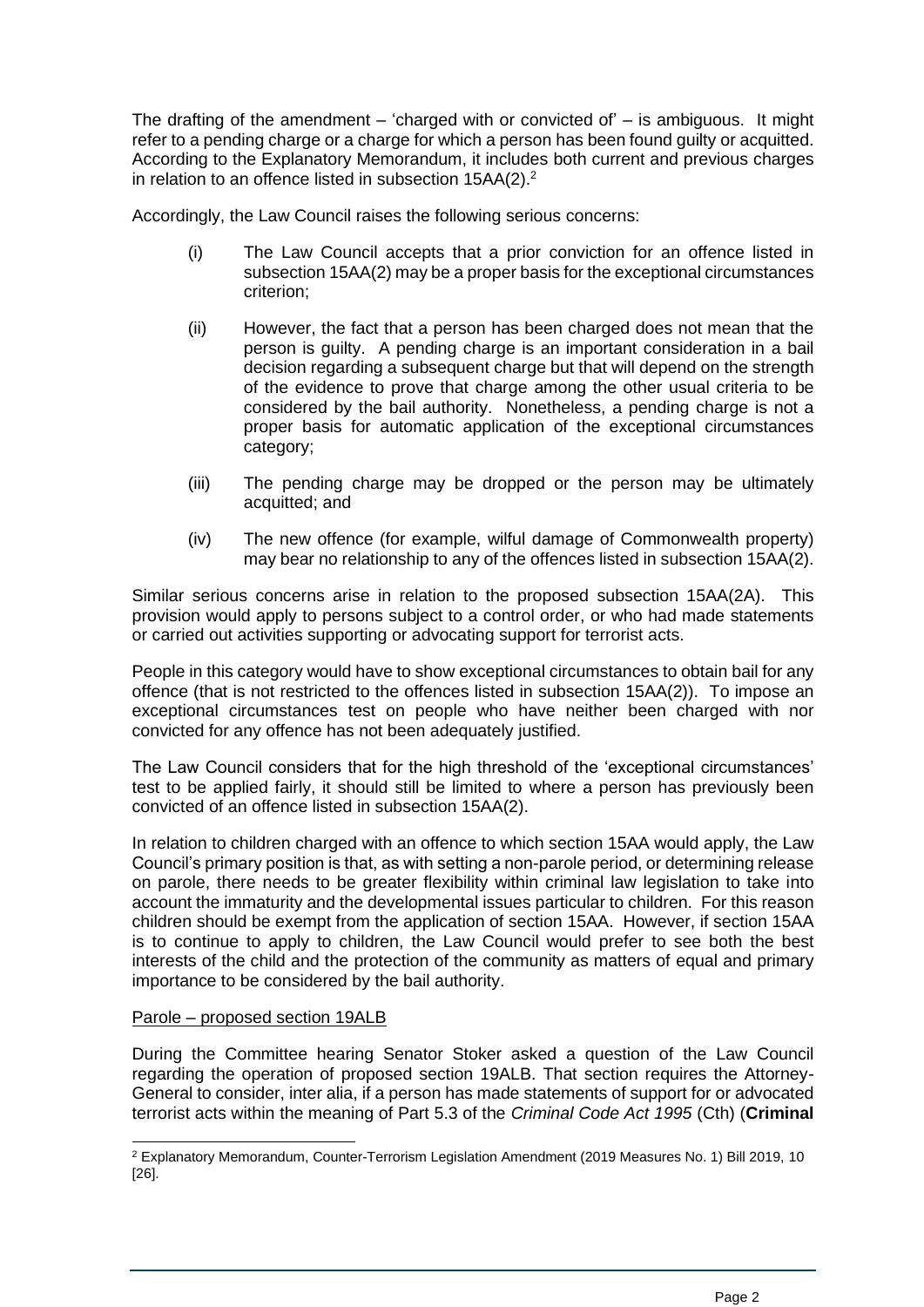The drafting of the amendment – 'charged with or convicted of' – is ambiguous. It might refer to a pending charge or a charge for which a person has been found guilty or acquitted. According to the Explanatory Memorandum, it includes both current and previous charges in relation to an offence listed in subsection 15AA(2).[2]

Accordingly, the Law Council raises the following serious concerns:

(i) The Law Council accepts that a prior conviction for an offence listed in subsection 15AA(2) may be a proper basis for the exceptional circumstances criterion;

(ii) However, the fact that a person has been charged does not mean that the person is guilty. A pending charge is an important consideration in a bail decision regarding a subsequent charge but that will depend on the strength of the evidence to prove that charge among the other usual criteria to be considered by the bail authority. Nonetheless, a pending charge is not a proper basis for automatic application of the exceptional circumstances category;

(iii) The pending charge may be dropped or the person may be ultimately acquitted; and

(iv) The new offence (for example, wilful damage of Commonwealth property) may bear no relationship to any of the offences listed in subsection 15AA(2).

Similar serious concerns arise in relation to the proposed subsection 15AA(2A). This provision would apply to persons subject to a control order, or who had made statements or carried out activities supporting or advocating support for terrorist acts.

People in this category would have to show exceptional circumstances to obtain bail for any offence (that is not restricted to the offences listed in subsection 15AA(2)). To impose an exceptional circumstances test on people who have neither been charged with nor convicted for any offence has not been adequately justified.

The Law Council considers that for the high threshold of the 'exceptional circumstances' test to be applied fairly, it should still be limited to where a person has previously been convicted of an offence listed in subsection 15AA(2).

In relation to children charged with an offence to which section 15AA would apply, the Law Council's primary position is that, as with setting a non-parole period, or determining release on parole, there needs to be greater flexibility within criminal law legislation to take into account the immaturity and the developmental issues particular to children. For this reason children should be exempt from the application of section 15AA. However, if section 15AA is to continue to apply to children, the Law Council would prefer to see both the best interests of the child and the protection of the community as matters of equal and primary importance to be considered by the bail authority.

Parole – proposed section 19ALB

During the Committee hearing Senator Stoker asked a question of the Law Council regarding the operation of proposed section 19ALB. That section requires the Attorney-General to consider, inter alia, if a person has made statements of support for or advocated terrorist acts within the meaning of Part 5.3 of the *Criminal Code Act 1995* (Cth) (**Criminal**

[2] Explanatory Memorandum, Counter-Terrorism Legislation Amendment (2019 Measures No. 1) Bill 2019, 10 [26].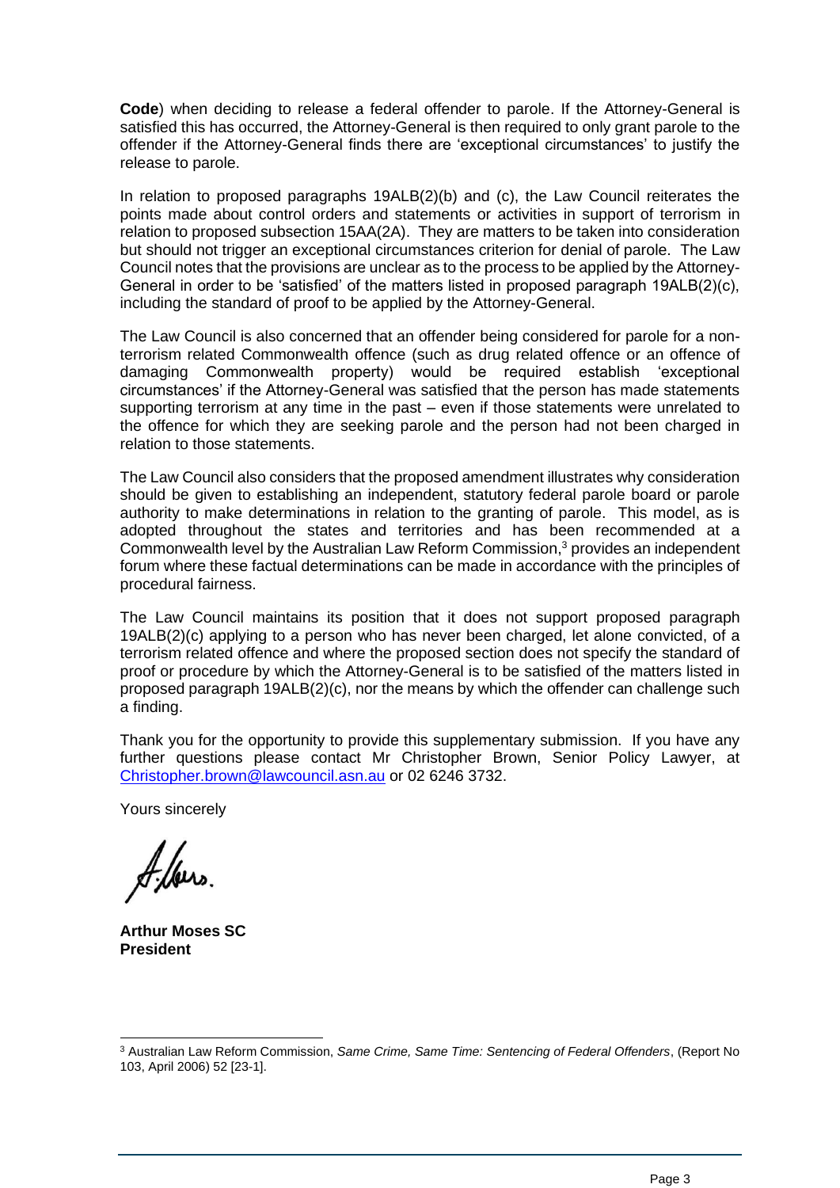**Code**) when deciding to release a federal offender to parole. If the Attorney-General is satisfied this has occurred, the Attorney-General is then required to only grant parole to the offender if the Attorney-General finds there are 'exceptional circumstances' to justify the release to parole.

In relation to proposed paragraphs 19ALB(2)(b) and (c), the Law Council reiterates the points made about control orders and statements or activities in support of terrorism in relation to proposed subsection 15AA(2A). They are matters to be taken into consideration but should not trigger an exceptional circumstances criterion for denial of parole. The Law Council notes that the provisions are unclear as to the process to be applied by the Attorney-General in order to be 'satisfied' of the matters listed in proposed paragraph 19ALB(2)(c), including the standard of proof to be applied by the Attorney-General.

The Law Council is also concerned that an offender being considered for parole for a non-terrorism related Commonwealth offence (such as drug related offence or an offence of damaging Commonwealth property) would be required establish 'exceptional circumstances' if the Attorney-General was satisfied that the person has made statements supporting terrorism at any time in the past – even if those statements were unrelated to the offence for which they are seeking parole and the person had not been charged in relation to those statements.

The Law Council also considers that the proposed amendment illustrates why consideration should be given to establishing an independent, statutory federal parole board or parole authority to make determinations in relation to the granting of parole. This model, as is adopted throughout the states and territories and has been recommended at a Commonwealth level by the Australian Law Reform Commission,[3] provides an independent forum where these factual determinations can be made in accordance with the principles of procedural fairness.

The Law Council maintains its position that it does not support proposed paragraph 19ALB(2)(c) applying to a person who has never been charged, let alone convicted, of a terrorism related offence and where the proposed section does not specify the standard of proof or procedure by which the Attorney-General is to be satisfied of the matters listed in proposed paragraph 19ALB(2)(c), nor the means by which the offender can challenge such a finding.

Thank you for the opportunity to provide this supplementary submission. If you have any further questions please contact Mr Christopher Brown, Senior Policy Lawyer, at Christopher.brown@lawcouncil.asn.au or 02 6246 3732.

Yours sincerely

**Arthur Moses SC**
**President**

---

[3] Australian Law Reform Commission, *Same Crime, Same Time: Sentencing of Federal Offenders*, (Report No 103, April 2006) 52 [23-1].